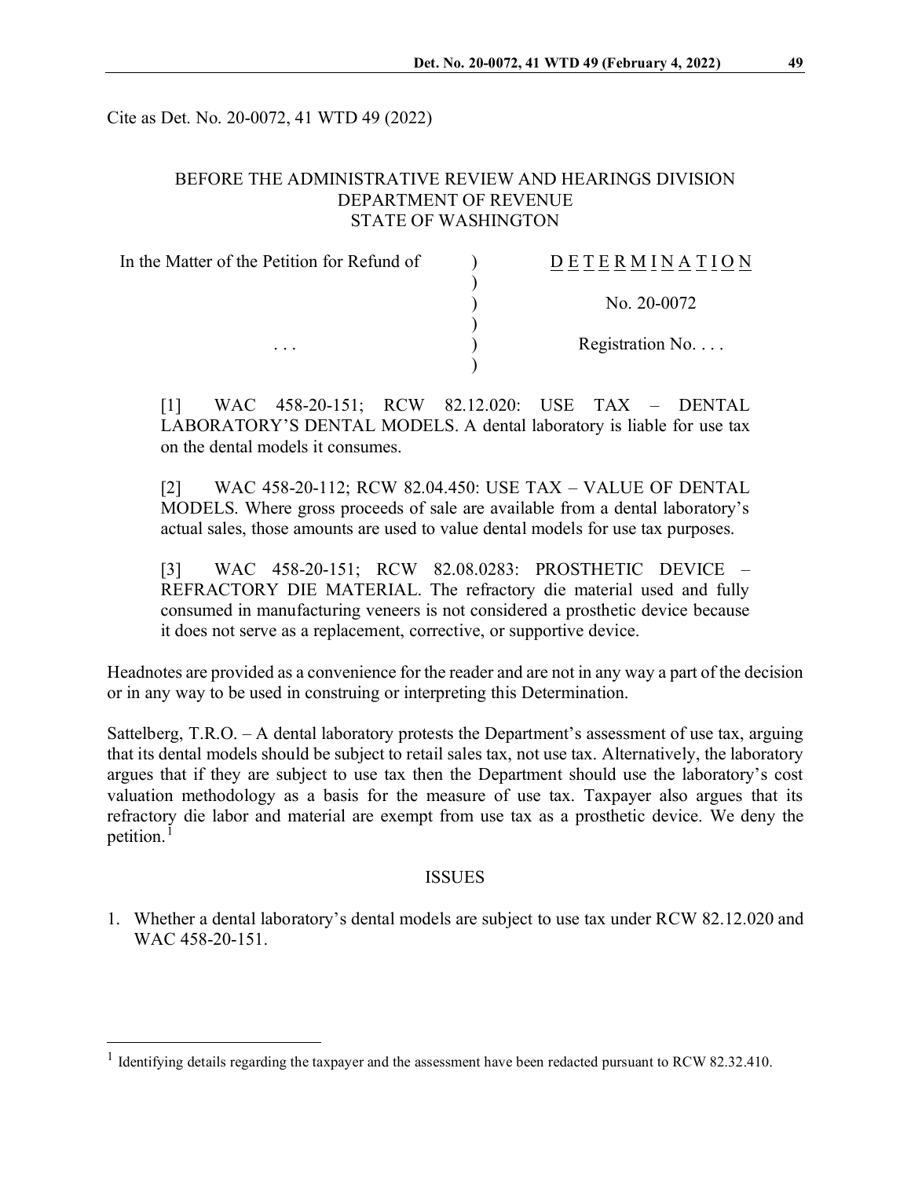Cite as Det. No. 20-0072, 41 WTD 49 (2022)

BEFORE THE ADMINISTRATIVE REVIEW AND HEARINGS DIVISION
DEPARTMENT OF REVENUE
STATE OF WASHINGTON

| | | |
|---|---|---|
| In the Matter of the Petition for Refund of | ) | D E T E R M I N A T I O N |
| | ) | |
| | ) | No. 20-0072 |
| | ) | |
| . . . | ) | Registration No. . . . |
| | ) | |

[1] WAC 458-20-151; RCW 82.12.020: USE TAX – DENTAL LABORATORY'S DENTAL MODELS. A dental laboratory is liable for use tax on the dental models it consumes.

[2] WAC 458-20-112; RCW 82.04.450: USE TAX – VALUE OF DENTAL MODELS. Where gross proceeds of sale are available from a dental laboratory's actual sales, those amounts are used to value dental models for use tax purposes.

[3] WAC 458-20-151; RCW 82.08.0283: PROSTHETIC DEVICE – REFRACTORY DIE MATERIAL. The refractory die material used and fully consumed in manufacturing veneers is not considered a prosthetic device because it does not serve as a replacement, corrective, or supportive device.

Headnotes are provided as a convenience for the reader and are not in any way a part of the decision or in any way to be used in construing or interpreting this Determination.

Sattelberg, T.R.O. – A dental laboratory protests the Department's assessment of use tax, arguing that its dental models should be subject to retail sales tax, not use tax. Alternatively, the laboratory argues that if they are subject to use tax then the Department should use the laboratory's cost valuation methodology as a basis for the measure of use tax. Taxpayer also argues that its refractory die labor and material are exempt from use tax as a prosthetic device. We deny the petition.[1]

## ISSUES

1. Whether a dental laboratory's dental models are subject to use tax under RCW 82.12.020 and WAC 458-20-151.

[1] Identifying details regarding the taxpayer and the assessment have been redacted pursuant to RCW 82.32.410.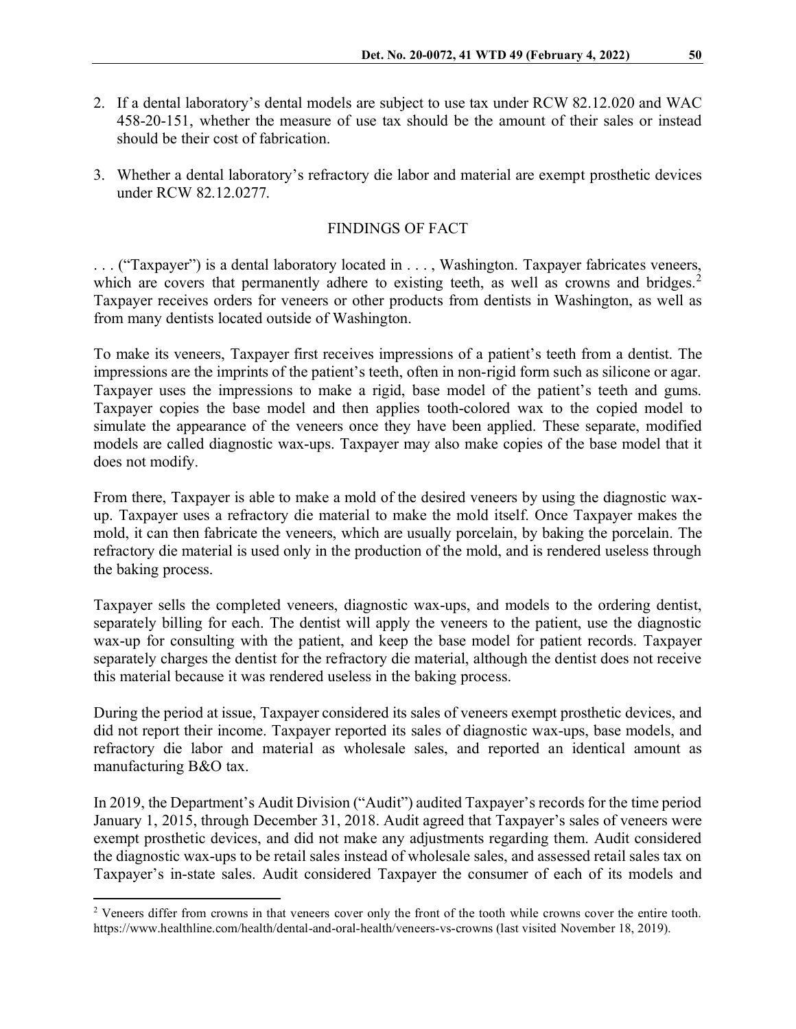2. If a dental laboratory's dental models are subject to use tax under RCW 82.12.020 and WAC 458-20-151, whether the measure of use tax should be the amount of their sales or instead should be their cost of fabrication.

3. Whether a dental laboratory's refractory die labor and material are exempt prosthetic devices under RCW 82.12.0277.

## FINDINGS OF FACT

. . . ("Taxpayer") is a dental laboratory located in . . . , Washington. Taxpayer fabricates veneers, which are covers that permanently adhere to existing teeth, as well as crowns and bridges.[2] Taxpayer receives orders for veneers or other products from dentists in Washington, as well as from many dentists located outside of Washington.

To make its veneers, Taxpayer first receives impressions of a patient's teeth from a dentist. The impressions are the imprints of the patient's teeth, often in non-rigid form such as silicone or agar. Taxpayer uses the impressions to make a rigid, base model of the patient's teeth and gums. Taxpayer copies the base model and then applies tooth-colored wax to the copied model to simulate the appearance of the veneers once they have been applied. These separate, modified models are called diagnostic wax-ups. Taxpayer may also make copies of the base model that it does not modify.

From there, Taxpayer is able to make a mold of the desired veneers by using the diagnostic wax-up. Taxpayer uses a refractory die material to make the mold itself. Once Taxpayer makes the mold, it can then fabricate the veneers, which are usually porcelain, by baking the porcelain. The refractory die material is used only in the production of the mold, and is rendered useless through the baking process.

Taxpayer sells the completed veneers, diagnostic wax-ups, and models to the ordering dentist, separately billing for each. The dentist will apply the veneers to the patient, use the diagnostic wax-up for consulting with the patient, and keep the base model for patient records. Taxpayer separately charges the dentist for the refractory die material, although the dentist does not receive this material because it was rendered useless in the baking process.

During the period at issue, Taxpayer considered its sales of veneers exempt prosthetic devices, and did not report their income. Taxpayer reported its sales of diagnostic wax-ups, base models, and refractory die labor and material as wholesale sales, and reported an identical amount as manufacturing B&O tax.

In 2019, the Department's Audit Division ("Audit") audited Taxpayer's records for the time period January 1, 2015, through December 31, 2018. Audit agreed that Taxpayer's sales of veneers were exempt prosthetic devices, and did not make any adjustments regarding them. Audit considered the diagnostic wax-ups to be retail sales instead of wholesale sales, and assessed retail sales tax on Taxpayer's in-state sales. Audit considered Taxpayer the consumer of each of its models and

---

[2] Veneers differ from crowns in that veneers cover only the front of the tooth while crowns cover the entire tooth. https://www.healthline.com/health/dental-and-oral-health/veneers-vs-crowns (last visited November 18, 2019).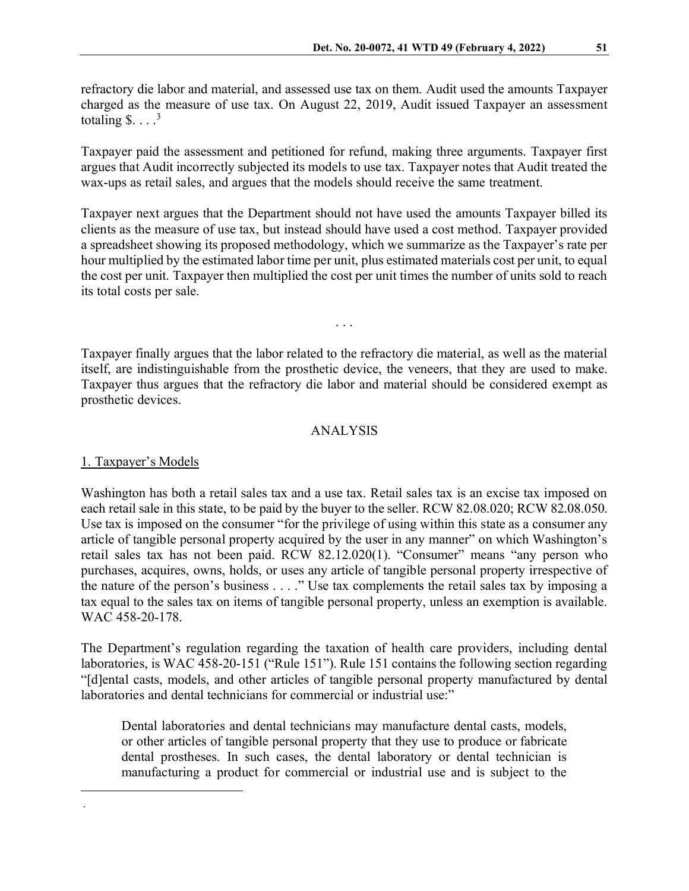refractory die labor and material, and assessed use tax on them. Audit used the amounts Taxpayer charged as the measure of use tax. On August 22, 2019, Audit issued Taxpayer an assessment totaling $. . . .[3]

Taxpayer paid the assessment and petitioned for refund, making three arguments. Taxpayer first argues that Audit incorrectly subjected its models to use tax. Taxpayer notes that Audit treated the wax-ups as retail sales, and argues that the models should receive the same treatment.

Taxpayer next argues that the Department should not have used the amounts Taxpayer billed its clients as the measure of use tax, but instead should have used a cost method. Taxpayer provided a spreadsheet showing its proposed methodology, which we summarize as the Taxpayer's rate per hour multiplied by the estimated labor time per unit, plus estimated materials cost per unit, to equal the cost per unit. Taxpayer then multiplied the cost per unit times the number of units sold to reach its total costs per sale.

. . .

Taxpayer finally argues that the labor related to the refractory die material, as well as the material itself, are indistinguishable from the prosthetic device, the veneers, that they are used to make. Taxpayer thus argues that the refractory die labor and material should be considered exempt as prosthetic devices.

## ANALYSIS

### 1. Taxpayer's Models

Washington has both a retail sales tax and a use tax. Retail sales tax is an excise tax imposed on each retail sale in this state, to be paid by the buyer to the seller. RCW 82.08.020; RCW 82.08.050. Use tax is imposed on the consumer "for the privilege of using within this state as a consumer any article of tangible personal property acquired by the user in any manner" on which Washington's retail sales tax has not been paid. RCW 82.12.020(1). "Consumer" means "any person who purchases, acquires, owns, holds, or uses any article of tangible personal property irrespective of the nature of the person's business . . . ." Use tax complements the retail sales tax by imposing a tax equal to the sales tax on items of tangible personal property, unless an exemption is available. WAC 458-20-178.

The Department's regulation regarding the taxation of health care providers, including dental laboratories, is WAC 458-20-151 ("Rule 151"). Rule 151 contains the following section regarding "[d]ental casts, models, and other articles of tangible personal property manufactured by dental laboratories and dental technicians for commercial or industrial use:"

> Dental laboratories and dental technicians may manufacture dental casts, models, or other articles of tangible personal property that they use to produce or fabricate dental prostheses. In such cases, the dental laboratory or dental technician is manufacturing a product for commercial or industrial use and is subject to the

.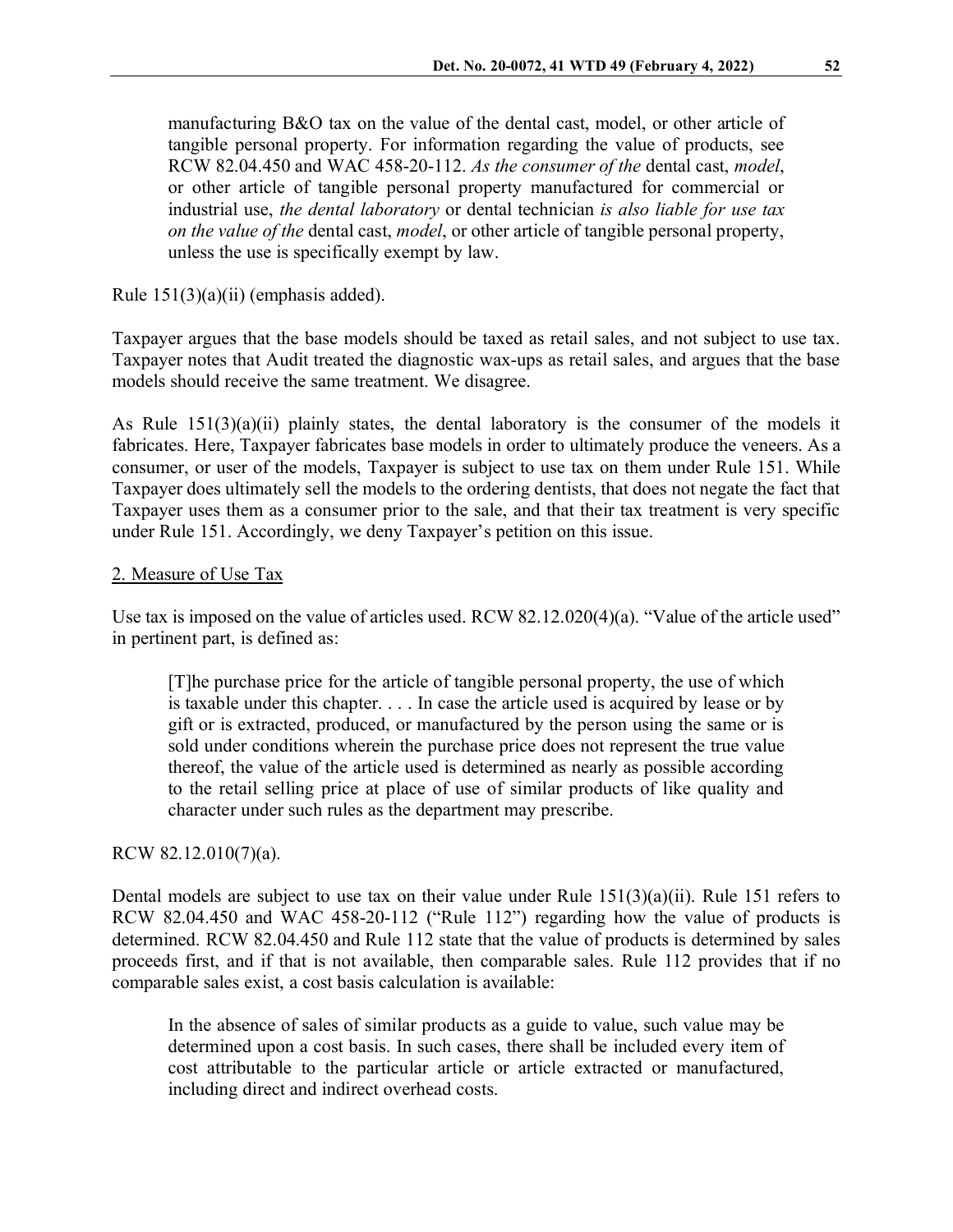manufacturing B&O tax on the value of the dental cast, model, or other article of tangible personal property. For information regarding the value of products, see RCW 82.04.450 and WAC 458-20-112. *As the consumer of the* dental cast, *model*, or other article of tangible personal property manufactured for commercial or industrial use, *the dental laboratory* or dental technician *is also liable for use tax on the value of the* dental cast, *model*, or other article of tangible personal property, unless the use is specifically exempt by law.

Rule 151(3)(a)(ii) (emphasis added).

Taxpayer argues that the base models should be taxed as retail sales, and not subject to use tax. Taxpayer notes that Audit treated the diagnostic wax-ups as retail sales, and argues that the base models should receive the same treatment. We disagree.

As Rule 151(3)(a)(ii) plainly states, the dental laboratory is the consumer of the models it fabricates. Here, Taxpayer fabricates base models in order to ultimately produce the veneers. As a consumer, or user of the models, Taxpayer is subject to use tax on them under Rule 151. While Taxpayer does ultimately sell the models to the ordering dentists, that does not negate the fact that Taxpayer uses them as a consumer prior to the sale, and that their tax treatment is very specific under Rule 151. Accordingly, we deny Taxpayer's petition on this issue.

2. Measure of Use Tax

Use tax is imposed on the value of articles used. RCW 82.12.020(4)(a). "Value of the article used" in pertinent part, is defined as:

> [T]he purchase price for the article of tangible personal property, the use of which is taxable under this chapter. . . . In case the article used is acquired by lease or by gift or is extracted, produced, or manufactured by the person using the same or is sold under conditions wherein the purchase price does not represent the true value thereof, the value of the article used is determined as nearly as possible according to the retail selling price at place of use of similar products of like quality and character under such rules as the department may prescribe.

RCW 82.12.010(7)(a).

Dental models are subject to use tax on their value under Rule 151(3)(a)(ii). Rule 151 refers to RCW 82.04.450 and WAC 458-20-112 ("Rule 112") regarding how the value of products is determined. RCW 82.04.450 and Rule 112 state that the value of products is determined by sales proceeds first, and if that is not available, then comparable sales. Rule 112 provides that if no comparable sales exist, a cost basis calculation is available:

> In the absence of sales of similar products as a guide to value, such value may be determined upon a cost basis. In such cases, there shall be included every item of cost attributable to the particular article or article extracted or manufactured, including direct and indirect overhead costs.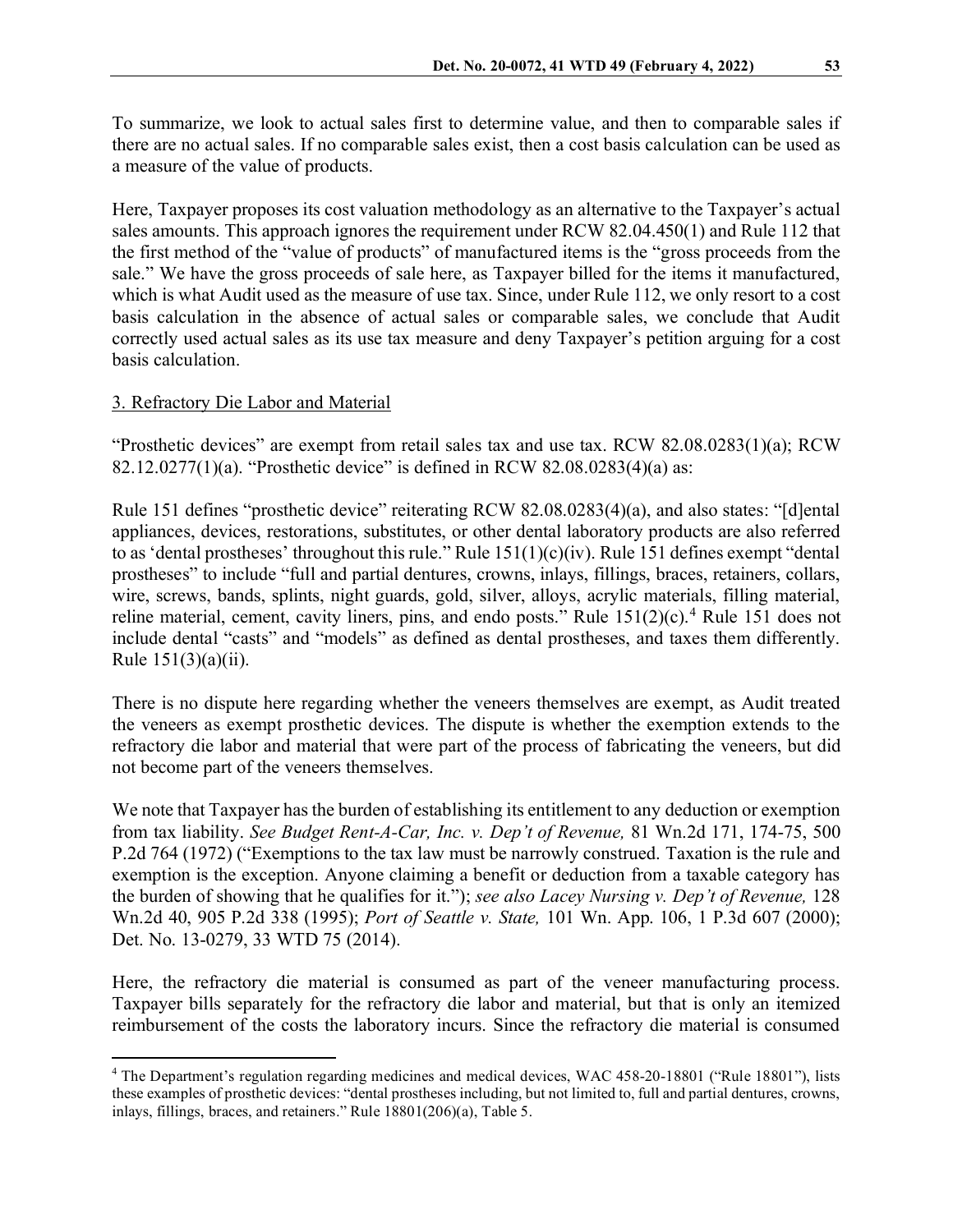To summarize, we look to actual sales first to determine value, and then to comparable sales if there are no actual sales. If no comparable sales exist, then a cost basis calculation can be used as a measure of the value of products.

Here, Taxpayer proposes its cost valuation methodology as an alternative to the Taxpayer's actual sales amounts. This approach ignores the requirement under RCW 82.04.450(1) and Rule 112 that the first method of the "value of products" of manufactured items is the "gross proceeds from the sale." We have the gross proceeds of sale here, as Taxpayer billed for the items it manufactured, which is what Audit used as the measure of use tax. Since, under Rule 112, we only resort to a cost basis calculation in the absence of actual sales or comparable sales, we conclude that Audit correctly used actual sales as its use tax measure and deny Taxpayer's petition arguing for a cost basis calculation.

3. Refractory Die Labor and Material

"Prosthetic devices" are exempt from retail sales tax and use tax. RCW 82.08.0283(1)(a); RCW 82.12.0277(1)(a). "Prosthetic device" is defined in RCW 82.08.0283(4)(a) as:

Rule 151 defines "prosthetic device" reiterating RCW 82.08.0283(4)(a), and also states: "[d]ental appliances, devices, restorations, substitutes, or other dental laboratory products are also referred to as 'dental prostheses' throughout this rule." Rule 151(1)(c)(iv). Rule 151 defines exempt "dental prostheses" to include "full and partial dentures, crowns, inlays, fillings, braces, retainers, collars, wire, screws, bands, splints, night guards, gold, silver, alloys, acrylic materials, filling material, reline material, cement, cavity liners, pins, and endo posts." Rule 151(2)(c).[4] Rule 151 does not include dental "casts" and "models" as defined as dental prostheses, and taxes them differently. Rule 151(3)(a)(ii).

There is no dispute here regarding whether the veneers themselves are exempt, as Audit treated the veneers as exempt prosthetic devices. The dispute is whether the exemption extends to the refractory die labor and material that were part of the process of fabricating the veneers, but did not become part of the veneers themselves.

We note that Taxpayer has the burden of establishing its entitlement to any deduction or exemption from tax liability. *See Budget Rent-A-Car, Inc. v. Dep't of Revenue,* 81 Wn.2d 171, 174-75, 500 P.2d 764 (1972) ("Exemptions to the tax law must be narrowly construed. Taxation is the rule and exemption is the exception. Anyone claiming a benefit or deduction from a taxable category has the burden of showing that he qualifies for it."); *see also Lacey Nursing v. Dep't of Revenue,* 128 Wn.2d 40, 905 P.2d 338 (1995); *Port of Seattle v. State,* 101 Wn. App. 106, 1 P.3d 607 (2000); Det. No. 13-0279, 33 WTD 75 (2014).

Here, the refractory die material is consumed as part of the veneer manufacturing process. Taxpayer bills separately for the refractory die labor and material, but that is only an itemized reimbursement of the costs the laboratory incurs. Since the refractory die material is consumed

[4] The Department's regulation regarding medicines and medical devices, WAC 458-20-18801 ("Rule 18801"), lists these examples of prosthetic devices: "dental prostheses including, but not limited to, full and partial dentures, crowns, inlays, fillings, braces, and retainers." Rule 18801(206)(a), Table 5.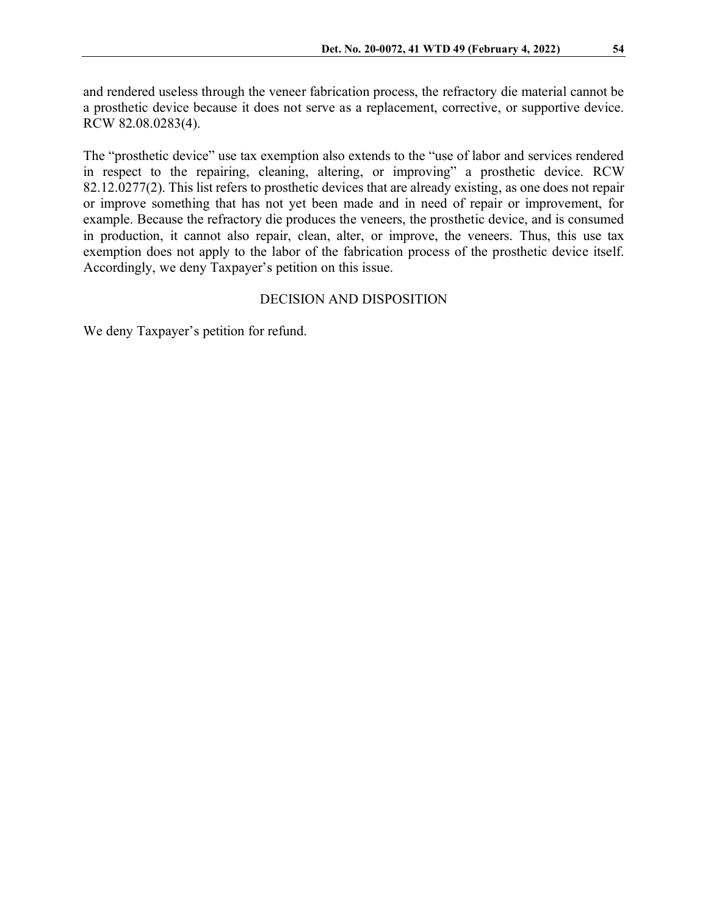and rendered useless through the veneer fabrication process, the refractory die material cannot be a prosthetic device because it does not serve as a replacement, corrective, or supportive device. RCW 82.08.0283(4).

The "prosthetic device" use tax exemption also extends to the "use of labor and services rendered in respect to the repairing, cleaning, altering, or improving" a prosthetic device. RCW 82.12.0277(2). This list refers to prosthetic devices that are already existing, as one does not repair or improve something that has not yet been made and in need of repair or improvement, for example. Because the refractory die produces the veneers, the prosthetic device, and is consumed in production, it cannot also repair, clean, alter, or improve, the veneers. Thus, this use tax exemption does not apply to the labor of the fabrication process of the prosthetic device itself. Accordingly, we deny Taxpayer's petition on this issue.

## DECISION AND DISPOSITION

We deny Taxpayer's petition for refund.